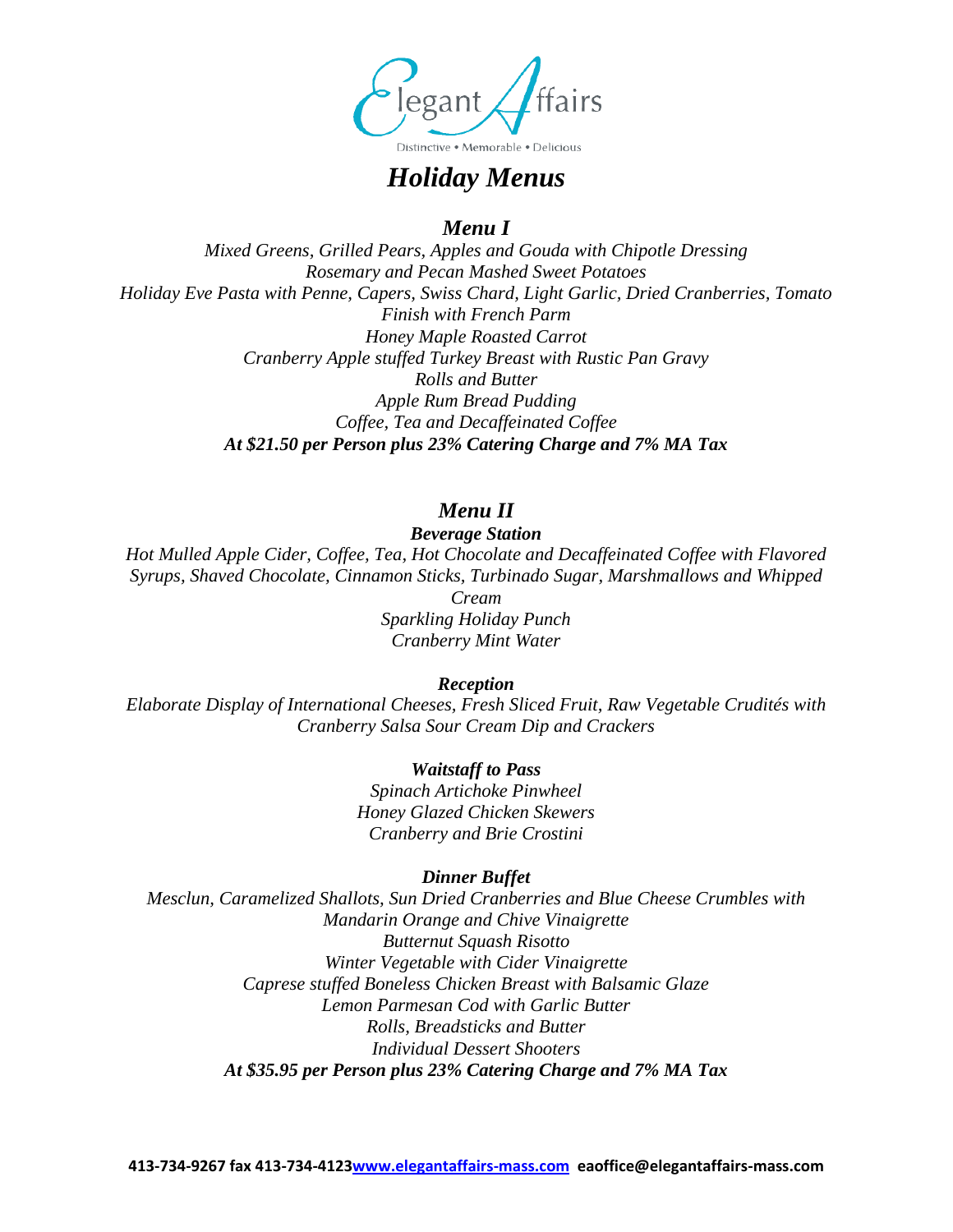Elegant Affairs

Distinctive • Memorable • Delicious

# *Holiday Menus*

## *Menu I*

*Mixed Greens, Grilled Pears, Apples and Gouda with Chipotle Dressing*
*Rosemary and Pecan Mashed Sweet Potatoes*
*Holiday Eve Pasta with Penne, Capers, Swiss Chard, Light Garlic, Dried Cranberries, Tomato Finish with French Parm*
*Honey Maple Roasted Carrot*
*Cranberry Apple stuffed Turkey Breast with Rustic Pan Gravy*
*Rolls and Butter*
*Apple Rum Bread Pudding*
*Coffee, Tea and Decaffeinated Coffee*
***At $21.50 per Person plus 23% Catering Charge and 7% MA Tax***

## *Menu II*

***Beverage Station***

*Hot Mulled Apple Cider, Coffee, Tea, Hot Chocolate and Decaffeinated Coffee with Flavored Syrups, Shaved Chocolate, Cinnamon Sticks, Turbinado Sugar, Marshmallows and Whipped Cream*
*Sparkling Holiday Punch*
*Cranberry Mint Water*

***Reception***

*Elaborate Display of International Cheeses, Fresh Sliced Fruit, Raw Vegetable Crudités with Cranberry Salsa Sour Cream Dip and Crackers*

***Waitstaff to Pass***

*Spinach Artichoke Pinwheel*
*Honey Glazed Chicken Skewers*
*Cranberry and Brie Crostini*

***Dinner Buffet***

*Mesclun, Caramelized Shallots, Sun Dried Cranberries and Blue Cheese Crumbles with Mandarin Orange and Chive Vinaigrette*
*Butternut Squash Risotto*
*Winter Vegetable with Cider Vinaigrette*
*Caprese stuffed Boneless Chicken Breast with Balsamic Glaze*
*Lemon Parmesan Cod with Garlic Butter*
*Rolls, Breadsticks and Butter*
*Individual Dessert Shooters*
***At $35.95 per Person plus 23% Catering Charge and 7% MA Tax***

**413-734-9267 fax 413-734-4123 www.elegantaffairs-mass.com eaoffice@elegantaffairs-mass.com**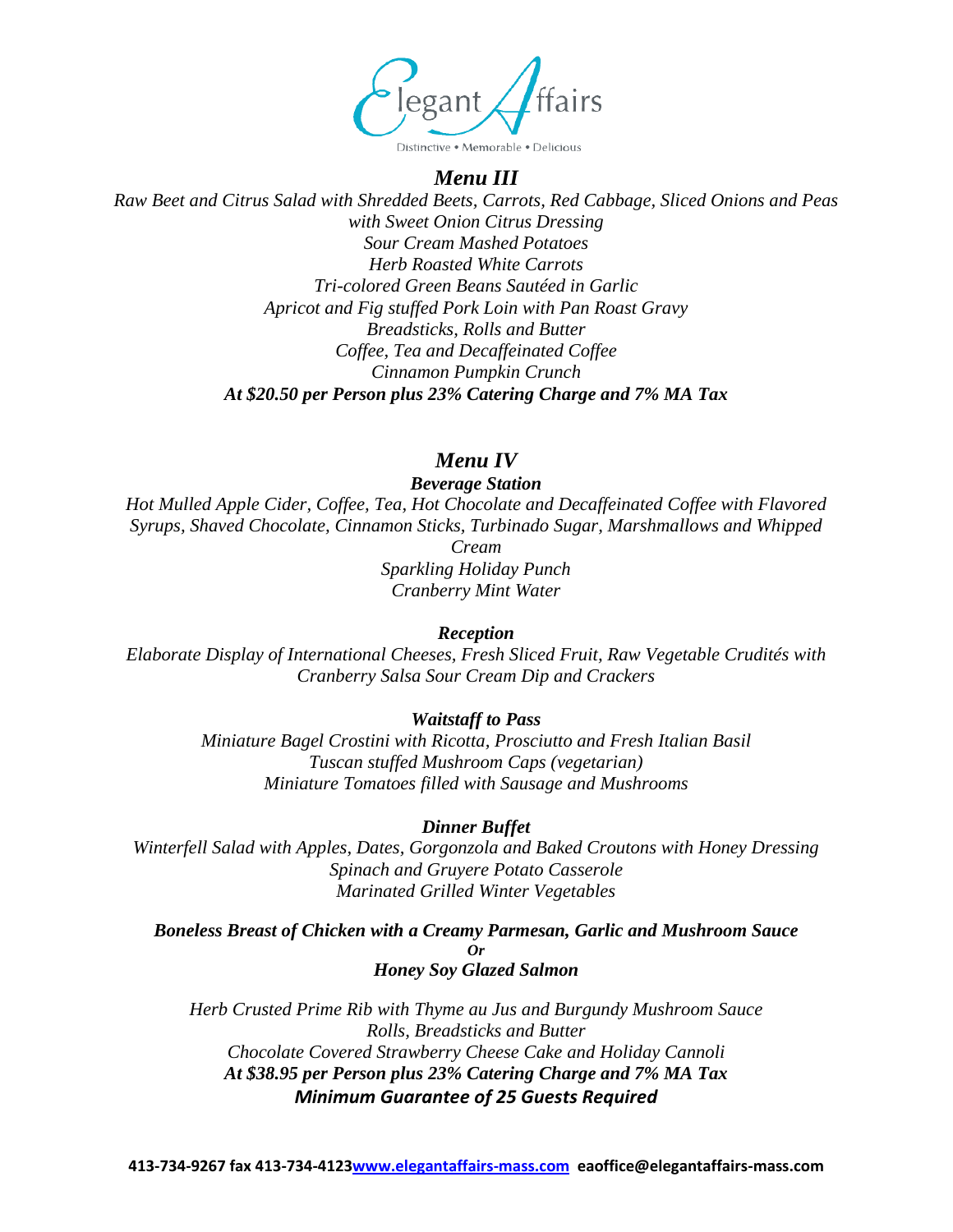Elegant Affairs

Distinctive • Memorable • Delicious

## *Menu III*

*Raw Beet and Citrus Salad with Shredded Beets, Carrots, Red Cabbage, Sliced Onions and Peas with Sweet Onion Citrus Dressing*
*Sour Cream Mashed Potatoes*
*Herb Roasted White Carrots*
*Tri-colored Green Beans Sautéed in Garlic*
*Apricot and Fig stuffed Pork Loin with Pan Roast Gravy*
*Breadsticks, Rolls and Butter*
*Coffee, Tea and Decaffeinated Coffee*
*Cinnamon Pumpkin Crunch*
***At $20.50 per Person plus 23% Catering Charge and 7% MA Tax***

## *Menu IV*

### *Beverage Station*

*Hot Mulled Apple Cider, Coffee, Tea, Hot Chocolate and Decaffeinated Coffee with Flavored Syrups, Shaved Chocolate, Cinnamon Sticks, Turbinado Sugar, Marshmallows and Whipped Cream*
*Sparkling Holiday Punch*
*Cranberry Mint Water*

### *Reception*

*Elaborate Display of International Cheeses, Fresh Sliced Fruit, Raw Vegetable Crudités with Cranberry Salsa Sour Cream Dip and Crackers*

### *Waitstaff to Pass*

*Miniature Bagel Crostini with Ricotta, Prosciutto and Fresh Italian Basil*
*Tuscan stuffed Mushroom Caps (vegetarian)*
*Miniature Tomatoes filled with Sausage and Mushrooms*

### *Dinner Buffet*

*Winterfell Salad with Apples, Dates, Gorgonzola and Baked Croutons with Honey Dressing*
*Spinach and Gruyere Potato Casserole*
*Marinated Grilled Winter Vegetables*

***Boneless Breast of Chicken with a Creamy Parmesan, Garlic and Mushroom Sauce***
***Or***
***Honey Soy Glazed Salmon***

*Herb Crusted Prime Rib with Thyme au Jus and Burgundy Mushroom Sauce*
*Rolls, Breadsticks and Butter*
*Chocolate Covered Strawberry Cheese Cake and Holiday Cannoli*
***At $38.95 per Person plus 23% Catering Charge and 7% MA Tax***
***Minimum Guarantee of 25 Guests Required***

**413-734-9267 fax 413-734-4123 www.elegantaffairs-mass.com eaoffice@elegantaffairs-mass.com**